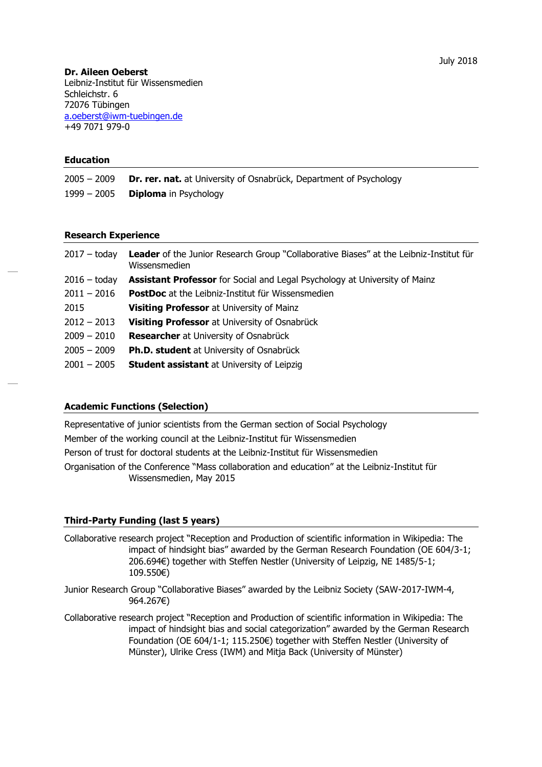July 2018

**Dr. Aileen Oeberst**
Leibniz-Institut für Wissensmedien
Schleichstr. 6
72076 Tübingen
a.oeberst@iwm-tuebingen.de
+49 7071 979-0

## Education

2005 – 2009 **Dr. rer. nat.** at University of Osnabrück, Department of Psychology

1999 – 2005 **Diploma** in Psychology

## Research Experience

2017 – today **Leader** of the Junior Research Group "Collaborative Biases" at the Leibniz-Institut für Wissensmedien

2016 – today **Assistant Professor** for Social and Legal Psychology at University of Mainz

2011 – 2016 **PostDoc** at the Leibniz-Institut für Wissensmedien

2015 **Visiting Professor** at University of Mainz

2012 – 2013 **Visiting Professor** at University of Osnabrück

2009 – 2010 **Researcher** at University of Osnabrück

2005 – 2009 **Ph.D. student** at University of Osnabrück

2001 – 2005 **Student assistant** at University of Leipzig

## Academic Functions (Selection)

Representative of junior scientists from the German section of Social Psychology

Member of the working council at the Leibniz-Institut für Wissensmedien

Person of trust for doctoral students at the Leibniz-Institut für Wissensmedien

Organisation of the Conference "Mass collaboration and education" at the Leibniz-Institut für Wissensmedien, May 2015

## Third-Party Funding (last 5 years)

Collaborative research project "Reception and Production of scientific information in Wikipedia: The impact of hindsight bias" awarded by the German Research Foundation (OE 604/3-1; 206.694€) together with Steffen Nestler (University of Leipzig, NE 1485/5-1; 109.550€)

Junior Research Group "Collaborative Biases" awarded by the Leibniz Society (SAW-2017-IWM-4, 964.267€)

Collaborative research project "Reception and Production of scientific information in Wikipedia: The impact of hindsight bias and social categorization" awarded by the German Research Foundation (OE 604/1-1; 115.250€) together with Steffen Nestler (University of Münster), Ulrike Cress (IWM) and Mitja Back (University of Münster)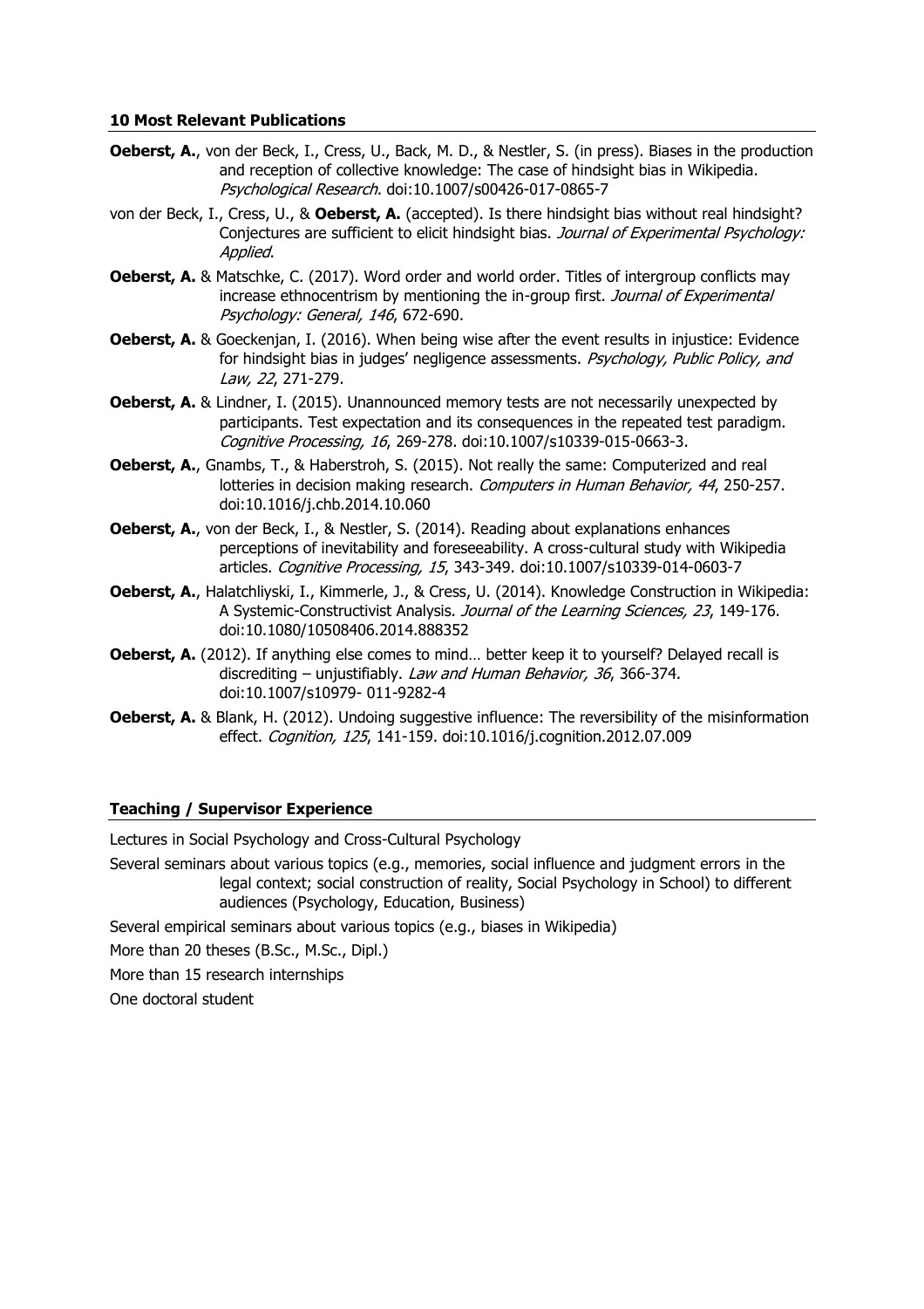**10 Most Relevant Publications**

**Oeberst, A.**, von der Beck, I., Cress, U., Back, M. D., & Nestler, S. (in press). Biases in the production and reception of collective knowledge: The case of hindsight bias in Wikipedia. *Psychological Research*. doi:10.1007/s00426-017-0865-7

von der Beck, I., Cress, U., & **Oeberst, A.** (accepted). Is there hindsight bias without real hindsight? Conjectures are sufficient to elicit hindsight bias. *Journal of Experimental Psychology: Applied*.

**Oeberst, A.** & Matschke, C. (2017). Word order and world order. Titles of intergroup conflicts may increase ethnocentrism by mentioning the in-group first. *Journal of Experimental Psychology: General, 146*, 672-690.

**Oeberst, A.** & Goeckenjan, I. (2016). When being wise after the event results in injustice: Evidence for hindsight bias in judges' negligence assessments. *Psychology, Public Policy, and Law, 22*, 271-279.

**Oeberst, A.** & Lindner, I. (2015). Unannounced memory tests are not necessarily unexpected by participants. Test expectation and its consequences in the repeated test paradigm. *Cognitive Processing, 16*, 269-278. doi:10.1007/s10339-015-0663-3.

**Oeberst, A.**, Gnambs, T., & Haberstroh, S. (2015). Not really the same: Computerized and real lotteries in decision making research. *Computers in Human Behavior, 44*, 250-257. doi:10.1016/j.chb.2014.10.060

**Oeberst, A.**, von der Beck, I., & Nestler, S. (2014). Reading about explanations enhances perceptions of inevitability and foreseeability. A cross-cultural study with Wikipedia articles. *Cognitive Processing, 15*, 343-349. doi:10.1007/s10339-014-0603-7

**Oeberst, A.**, Halatchliyski, I., Kimmerle, J., & Cress, U. (2014). Knowledge Construction in Wikipedia: A Systemic-Constructivist Analysis. *Journal of the Learning Sciences, 23*, 149-176. doi:10.1080/10508406.2014.888352

**Oeberst, A.** (2012). If anything else comes to mind… better keep it to yourself? Delayed recall is discrediting – unjustifiably. *Law and Human Behavior, 36*, 366-374. doi:10.1007/s10979- 011-9282-4

**Oeberst, A.** & Blank, H. (2012). Undoing suggestive influence: The reversibility of the misinformation effect. *Cognition, 125*, 141-159. doi:10.1016/j.cognition.2012.07.009

**Teaching / Supervisor Experience**

Lectures in Social Psychology and Cross-Cultural Psychology

Several seminars about various topics (e.g., memories, social influence and judgment errors in the legal context; social construction of reality, Social Psychology in School) to different audiences (Psychology, Education, Business)

Several empirical seminars about various topics (e.g., biases in Wikipedia)

More than 20 theses (B.Sc., M.Sc., Dipl.)

More than 15 research internships

One doctoral student